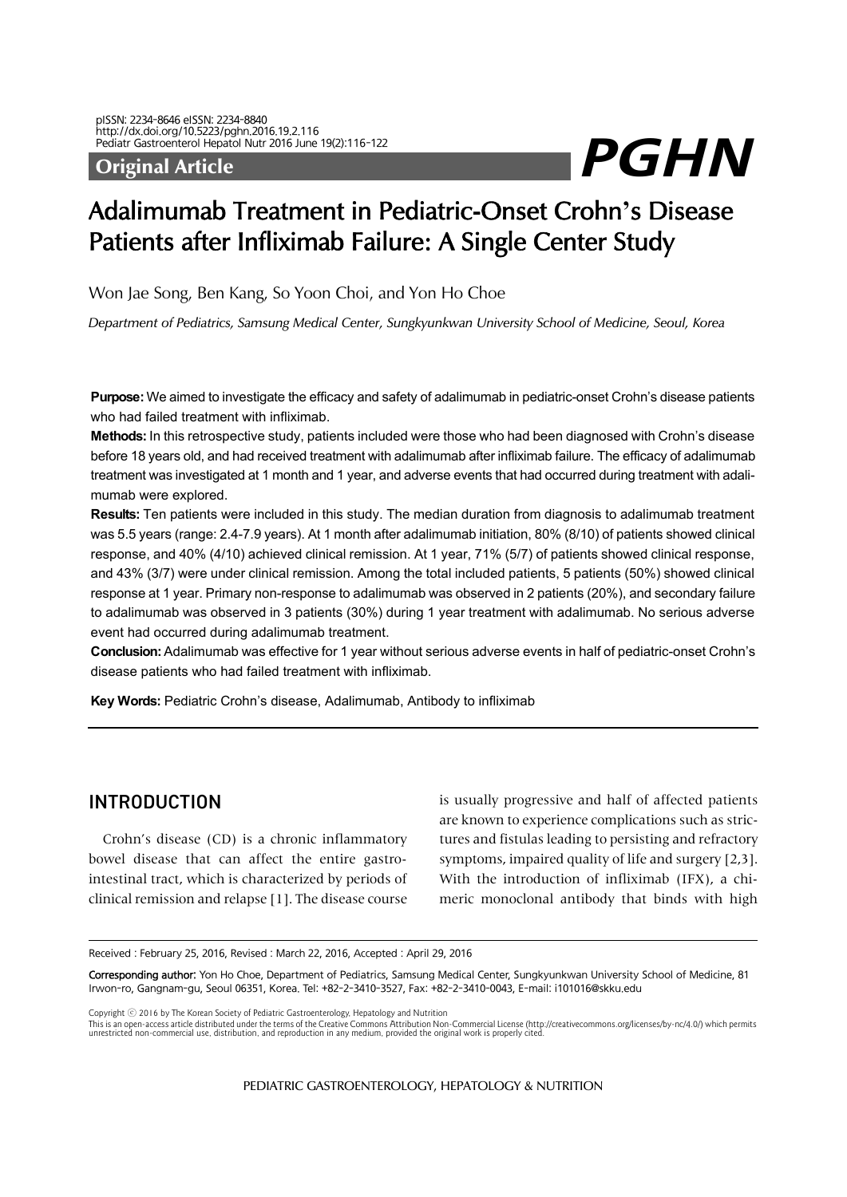pISSN: 2234-8646 eISSN: 2234-8840
http://dx.doi.org/10.5223/pghn.2016.19.2.116

**Original Article**

# Adalimumab Treatment in Pediatric-Onset Crohn's Disease Patients after Infliximab Failure: A Single Center Study

Won Jae Song, Ben Kang, So Yoon Choi, and Yon Ho Choe

*Department of Pediatrics, Samsung Medical Center, Sungkyunkwan University School of Medicine, Seoul, Korea*

**Purpose:** We aimed to investigate the efficacy and safety of adalimumab in pediatric-onset Crohn's disease patients who had failed treatment with infliximab.

**Methods:** In this retrospective study, patients included were those who had been diagnosed with Crohn's disease before 18 years old, and had received treatment with adalimumab after infliximab failure. The efficacy of adalimumab treatment was investigated at 1 month and 1 year, and adverse events that had occurred during treatment with adalimumab were explored.

**Results:** Ten patients were included in this study. The median duration from diagnosis to adalimumab treatment was 5.5 years (range: 2.4-7.9 years). At 1 month after adalimumab initiation, 80% (8/10) of patients showed clinical response, and 40% (4/10) achieved clinical remission. At 1 year, 71% (5/7) of patients showed clinical response, and 43% (3/7) were under clinical remission. Among the total included patients, 5 patients (50%) showed clinical response at 1 year. Primary non-response to adalimumab was observed in 2 patients (20%), and secondary failure to adalimumab was observed in 3 patients (30%) during 1 year treatment with adalimumab. No serious adverse event had occurred during adalimumab treatment.

**Conclusion:** Adalimumab was effective for 1 year without serious adverse events in half of pediatric-onset Crohn's disease patients who had failed treatment with infliximab.

**Key Words:** Pediatric Crohn's disease, Adalimumab, Antibody to infliximab

## INTRODUCTION

Crohn's disease (CD) is a chronic inflammatory bowel disease that can affect the entire gastrointestinal tract, which is characterized by periods of clinical remission and relapse [1]. The disease course is usually progressive and half of affected patients are known to experience complications such as strictures and fistulas leading to persisting and refractory symptoms, impaired quality of life and surgery [2,3]. With the introduction of infliximab (IFX), a chimeric monoclonal antibody that binds with high

Received : February 25, 2016, Revised : March 22, 2016, Accepted : April 29, 2016

**Corresponding author:** Yon Ho Choe, Department of Pediatrics, Samsung Medical Center, Sungkyunkwan University School of Medicine, 81 Irwon-ro, Gangnam-gu, Seoul 06351, Korea. Tel: +82-2-3410-3527, Fax: +82-2-3410-0043, E-mail: i101016@skku.edu

Copyright © 2016 by The Korean Society of Pediatric Gastroenterology, Hepatology and Nutrition

This is an open-access article distributed under the terms of the Creative Commons Attribution Non-Commercial License (http://creativecommons.org/licenses/by-nc/4.0/) which permits unrestricted non-commercial use, distribution, and reproduction in any medium, provided the original work is properly cited.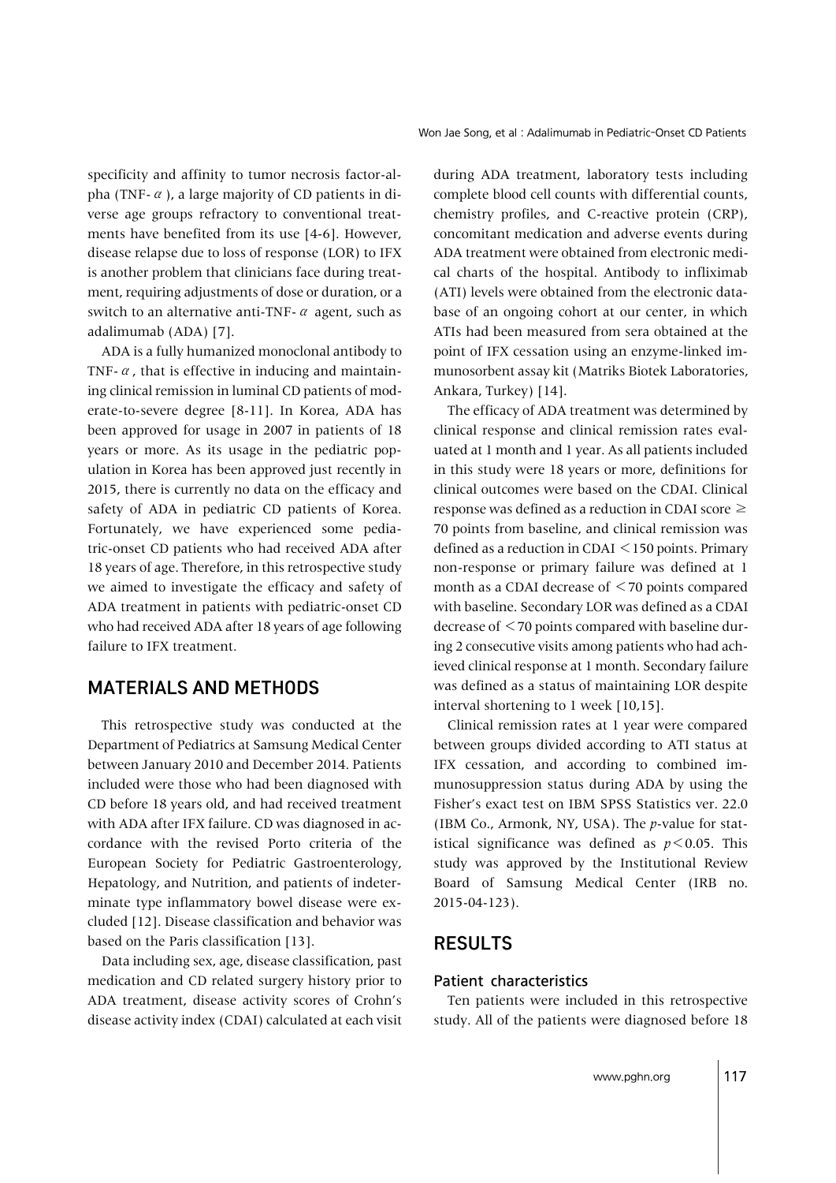specificity and affinity to tumor necrosis factor-alpha (TNF-$\alpha$), a large majority of CD patients in diverse age groups refractory to conventional treatments have benefited from its use [4-6]. However, disease relapse due to loss of response (LOR) to IFX is another problem that clinicians face during treatment, requiring adjustments of dose or duration, or a switch to an alternative anti-TNF-$\alpha$ agent, such as adalimumab (ADA) [7].

ADA is a fully humanized monoclonal antibody to TNF-$\alpha$, that is effective in inducing and maintaining clinical remission in luminal CD patients of moderate-to-severe degree [8-11]. In Korea, ADA has been approved for usage in 2007 in patients of 18 years or more. As its usage in the pediatric population in Korea has been approved just recently in 2015, there is currently no data on the efficacy and safety of ADA in pediatric CD patients of Korea. Fortunately, we have experienced some pediatric-onset CD patients who had received ADA after 18 years of age. Therefore, in this retrospective study we aimed to investigate the efficacy and safety of ADA treatment in patients with pediatric-onset CD who had received ADA after 18 years of age following failure to IFX treatment.

## MATERIALS AND METHODS

This retrospective study was conducted at the Department of Pediatrics at Samsung Medical Center between January 2010 and December 2014. Patients included were those who had been diagnosed with CD before 18 years old, and had received treatment with ADA after IFX failure. CD was diagnosed in accordance with the revised Porto criteria of the European Society for Pediatric Gastroenterology, Hepatology, and Nutrition, and patients of indeterminate type inflammatory bowel disease were excluded [12]. Disease classification and behavior was based on the Paris classification [13].

Data including sex, age, disease classification, past medication and CD related surgery history prior to ADA treatment, disease activity scores of Crohn's disease activity index (CDAI) calculated at each visit during ADA treatment, laboratory tests including complete blood cell counts with differential counts, chemistry profiles, and C-reactive protein (CRP), concomitant medication and adverse events during ADA treatment were obtained from electronic medical charts of the hospital. Antibody to infliximab (ATI) levels were obtained from the electronic database of an ongoing cohort at our center, in which ATIs had been measured from sera obtained at the point of IFX cessation using an enzyme-linked immunosorbent assay kit (Matriks Biotek Laboratories, Ankara, Turkey) [14].

The efficacy of ADA treatment was determined by clinical response and clinical remission rates evaluated at 1 month and 1 year. As all patients included in this study were 18 years or more, definitions for clinical outcomes were based on the CDAI. Clinical response was defined as a reduction in CDAI score $\geq$ 70 points from baseline, and clinical remission was defined as a reduction in CDAI $<$150 points. Primary non-response or primary failure was defined at 1 month as a CDAI decrease of $<$70 points compared with baseline. Secondary LOR was defined as a CDAI decrease of $<$70 points compared with baseline during 2 consecutive visits among patients who had achieved clinical response at 1 month. Secondary failure was defined as a status of maintaining LOR despite interval shortening to 1 week [10,15].

Clinical remission rates at 1 year were compared between groups divided according to ATI status at IFX cessation, and according to combined immunosuppression status during ADA by using the Fisher's exact test on IBM SPSS Statistics ver. 22.0 (IBM Co., Armonk, NY, USA). The *p*-value for statistical significance was defined as $p<0.05$. This study was approved by the Institutional Review Board of Samsung Medical Center (IRB no. 2015-04-123).

## RESULTS

### Patient characteristics

Ten patients were included in this retrospective study. All of the patients were diagnosed before 18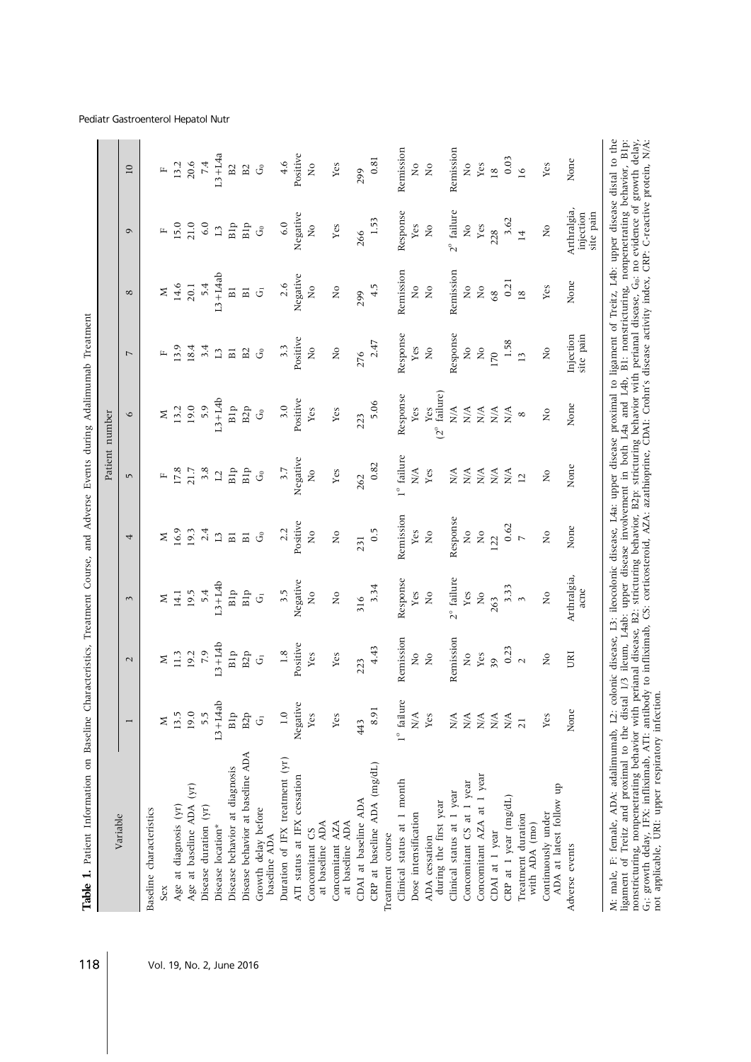**Table 1.** Patient Information on Baseline Characteristics, Treatment Course, and Adverse Events during Adalimumab Treatment

| Variable | Patient number | | | | | | | | | |
|---|---|---|---|---|---|---|---|---|---|---|
| | 1 | 2 | 3 | 4 | 5 | 6 | 7 | 8 | 9 | 10 |
| Baseline characteristics | | | | | | | | | | |
| Sex | M | M | M | M | F | M | F | M | F | F |
| Age at diagnosis (yr) | 13.5 | 11.3 | 14.1 | 16.9 | 17.8 | 13.2 | 13.9 | 14.6 | 15.0 | 13.2 |
| Age at baseline ADA (yr) | 19.0 | 19.2 | 19.5 | 19.3 | 21.7 | 19.0 | 18.4 | 20.1 | 21.0 | 20.6 |
| Disease duration (yr) | 5.5 | 7.9 | 5.4 | 2.4 | 3.8 | 5.9 | 3.4 | 5.4 | 6.0 | 7.4 |
| Disease location* | L3+L4ab | L3+L4b | L3+L4b | L3 | L2 | L3+L4b | L3 | L3+L4ab | L3 | L3+L4a |
| Disease behavior at diagnosis | B1p | B1p | B1p | B1 | B1p | B1p | B1 | B1 | B1p | B2 |
| Disease behavior at baseline ADA | B2p | B2p | B1p | B1 | B1p | B2p | B2 | B1 | B1p | B2 |
| Growth delay before baseline ADA | $G_1$ | $G_1$ | $G_1$ | $G_0$ | $G_0$ | $G_0$ | $G_0$ | $G_1$ | $G_0$ | $G_0$ |
| Duration of IFX treatment (yr) | 1.0 | 1.8 | 3.5 | 2.2 | 3.7 | 3.0 | 3.3 | 2.6 | 6.0 | 4.6 |
| ATI status at IFX cessation | Negative | Positive | Negative | Positive | Negative | Positive | Positive | Negative | Negative | Positive |
| Concomitant CS at baseline ADA | Yes | Yes | No | No | No | Yes | No | No | No | No |
| Concomitant AZA at baseline ADA | Yes | Yes | No | No | Yes | Yes | No | No | Yes | Yes |
| CDAI at baseline ADA | 443 | 223 | 316 | 231 | 262 | 223 | 276 | 299 | 266 | 299 |
| CRP at baseline ADA (mg/dL) | 8.91 | 4.43 | 3.34 | 0.5 | 0.82 | 5.06 | 2.47 | 4.5 | 1.53 | 0.81 |
| Treatment course | | | | | | | | | | |
| Clinical status at 1 month | 1° failure | Remission | Response | Remission | 1° failure | Response | Response | Remission | Response | Remission |
| Dose intensification | N/A | No | Yes | Yes | N/A | Yes | Yes | No | Yes | No |
| ADA cessation during the first year | Yes | No | No | No | Yes | Yes (2° failure) | No | No | No | No |
| Clinical status at 1 year | N/A | Remission | 2° failure | Response | N/A | N/A | Response | Remission | 2° failure | Remission |
| Concomitant CS at 1 year | N/A | No | Yes | No | N/A | N/A | No | No | No | No |
| Concomitant AZA at 1 year | N/A | Yes | No | No | N/A | N/A | No | No | Yes | Yes |
| CDAI at 1 year | N/A | 39 | 263 | 122 | N/A | N/A | 170 | 68 | 228 | 18 |
| CRP at 1 year (mg/dL) | N/A | 0.23 | 3.33 | 0.62 | N/A | N/A | 1.58 | 0.21 | 3.62 | 0.03 |
| Treatment duration with ADA (mo) | 21 | 2 | 3 | 7 | 12 | 8 | 13 | 18 | 14 | 16 |
| Continuously under ADA at latest follow up | Yes | No | No | No | No | No | No | Yes | No | Yes |
| Adverse events | None | URI | Arthralgia, acne | None | None | None | Injection site pain | None | Arthralgia, injection site pain | None |

M: male, F: female, ADA: adalimumab, L2: colonic disease, L3: ileocolonic disease, L4a: upper disease proximal to ligament of Treitz, L4b: upper disease distal to the ligament of Treitz and proximal to the distal 1/3 ileum, L4ab: upper disease involvement in both L4a and L4b, B1: nonstricturing, nonpenetrating behavior, B1p: nonstricturing, nonpenetrating behavior with perianal disease, B2: stricturing behavior, B2p: stricturing behavior with perianal disease, $G_0$: no evidence of growth delay, $G_1$: growth delay, IFX: infliximab, ATI: antibody to infliximab, CS: corticosteroid, AZA: azathioprine, CDAI: Crohn's disease activity index, CRP: C-reactive protein, N/A: not applicable, URI: upper respiratory infection.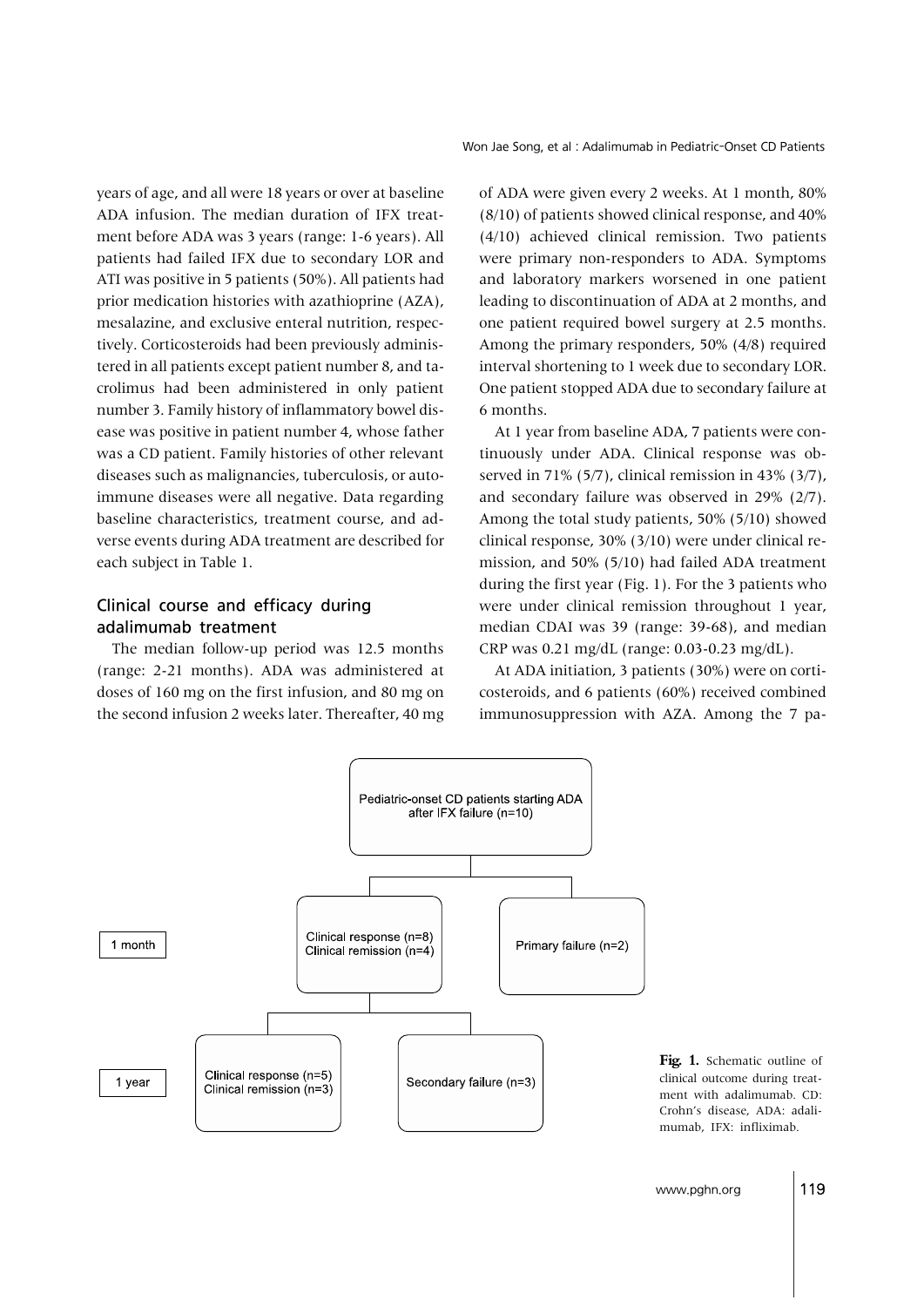years of age, and all were 18 years or over at baseline ADA infusion. The median duration of IFX treatment before ADA was 3 years (range: 1-6 years). All patients had failed IFX due to secondary LOR and ATI was positive in 5 patients (50%). All patients had prior medication histories with azathioprine (AZA), mesalazine, and exclusive enteral nutrition, respectively. Corticosteroids had been previously administered in all patients except patient number 8, and tacrolimus had been administered in only patient number 3. Family history of inflammatory bowel disease was positive in patient number 4, whose father was a CD patient. Family histories of other relevant diseases such as malignancies, tuberculosis, or autoimmune diseases were all negative. Data regarding baseline characteristics, treatment course, and adverse events during ADA treatment are described for each subject in Table 1.

## Clinical course and efficacy during adalimumab treatment

The median follow-up period was 12.5 months (range: 2-21 months). ADA was administered at doses of 160 mg on the first infusion, and 80 mg on the second infusion 2 weeks later. Thereafter, 40 mg of ADA were given every 2 weeks. At 1 month, 80% (8/10) of patients showed clinical response, and 40% (4/10) achieved clinical remission. Two patients were primary non-responders to ADA. Symptoms and laboratory markers worsened in one patient leading to discontinuation of ADA at 2 months, and one patient required bowel surgery at 2.5 months. Among the primary responders, 50% (4/8) required interval shortening to 1 week due to secondary LOR. One patient stopped ADA due to secondary failure at 6 months.

At 1 year from baseline ADA, 7 patients were continuously under ADA. Clinical response was observed in 71% (5/7), clinical remission in 43% (3/7), and secondary failure was observed in 29% (2/7). Among the total study patients, 50% (5/10) showed clinical response, 30% (3/10) were under clinical remission, and 50% (5/10) had failed ADA treatment during the first year (Fig. 1). For the 3 patients who were under clinical remission throughout 1 year, median CDAI was 39 (range: 39-68), and median CRP was 0.21 mg/dL (range: 0.03-0.23 mg/dL).

At ADA initiation, 3 patients (30%) were on corticosteroids, and 6 patients (60%) received combined immunosuppression with AZA. Among the 7 pa-

**Fig. 1.** Schematic outline of clinical outcome during treatment with adalimumab. CD: Crohn's disease, ADA: adalimumab, IFX: infliximab.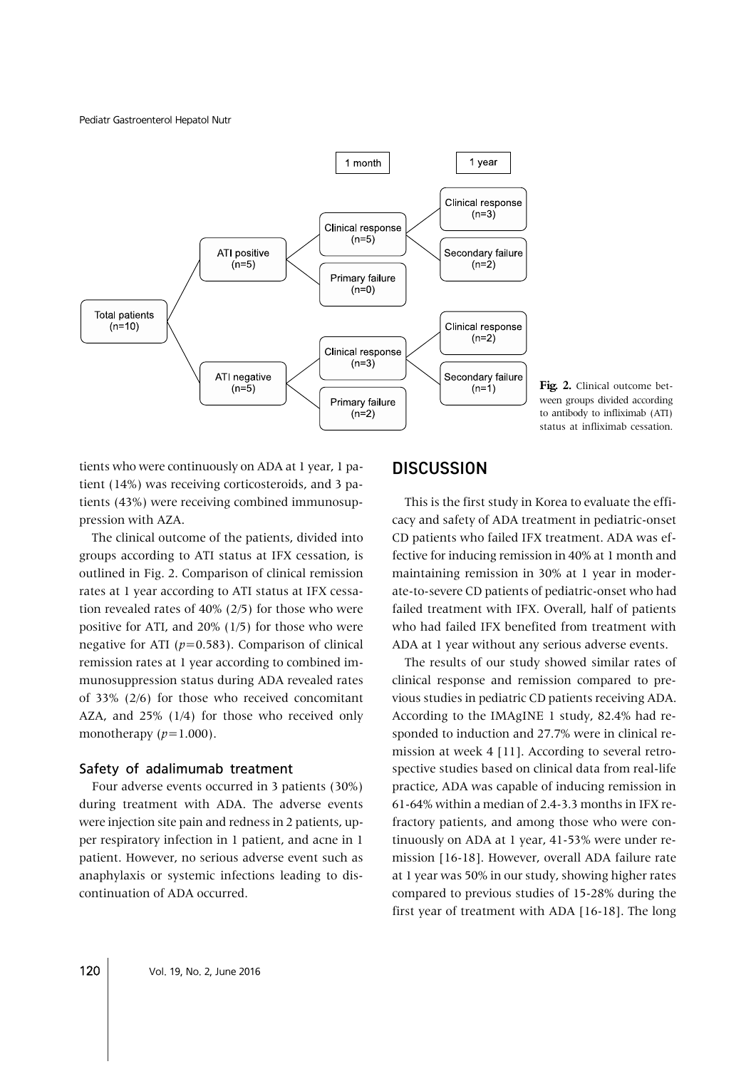Fig. 2. Clinical outcome between groups divided according to antibody to infliximab (ATI) status at infliximab cessation.

tients who were continuously on ADA at 1 year, 1 patient (14%) was receiving corticosteroids, and 3 patients (43%) were receiving combined immunosuppression with AZA.

The clinical outcome of the patients, divided into groups according to ATI status at IFX cessation, is outlined in Fig. 2. Comparison of clinical remission rates at 1 year according to ATI status at IFX cessation revealed rates of 40% (2/5) for those who were positive for ATI, and 20% (1/5) for those who were negative for ATI ($p$=0.583). Comparison of clinical remission rates at 1 year according to combined immunosuppression status during ADA revealed rates of 33% (2/6) for those who received concomitant AZA, and 25% (1/4) for those who received only monotherapy ($p$=1.000).

### Safety of adalimumab treatment

Four adverse events occurred in 3 patients (30%) during treatment with ADA. The adverse events were injection site pain and redness in 2 patients, upper respiratory infection in 1 patient, and acne in 1 patient. However, no serious adverse event such as anaphylaxis or systemic infections leading to discontinuation of ADA occurred.

## DISCUSSION

This is the first study in Korea to evaluate the efficacy and safety of ADA treatment in pediatric-onset CD patients who failed IFX treatment. ADA was effective for inducing remission in 40% at 1 month and maintaining remission in 30% at 1 year in moderate-to-severe CD patients of pediatric-onset who had failed treatment with IFX. Overall, half of patients who had failed IFX benefited from treatment with ADA at 1 year without any serious adverse events.

The results of our study showed similar rates of clinical response and remission compared to previous studies in pediatric CD patients receiving ADA. According to the IMAgINE 1 study, 82.4% had responded to induction and 27.7% were in clinical remission at week 4 [11]. According to several retrospective studies based on clinical data from real-life practice, ADA was capable of inducing remission in 61-64% within a median of 2.4-3.3 months in IFX refractory patients, and among those who were continuously on ADA at 1 year, 41-53% were under remission [16-18]. However, overall ADA failure rate at 1 year was 50% in our study, showing higher rates compared to previous studies of 15-28% during the first year of treatment with ADA [16-18]. The long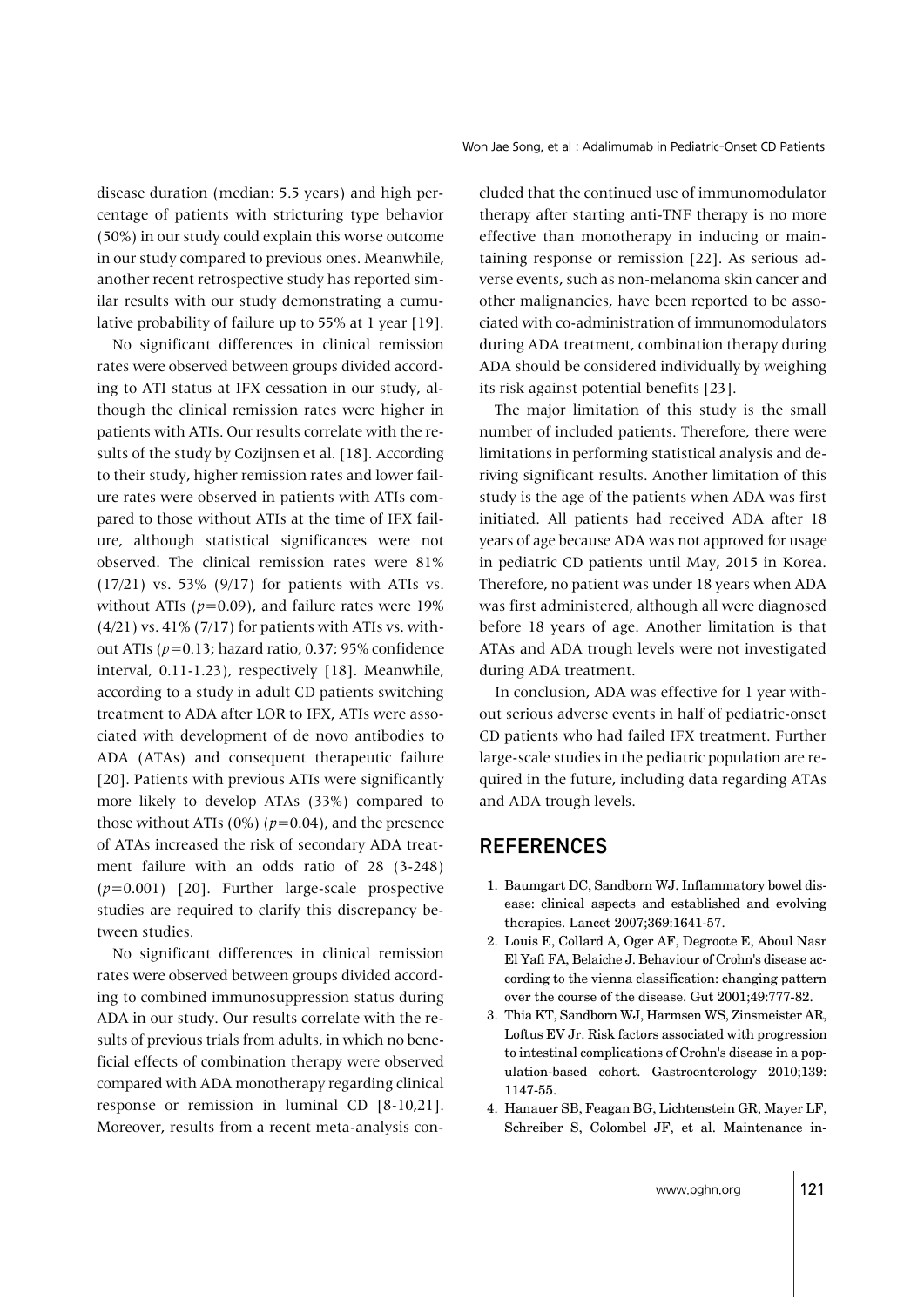disease duration (median: 5.5 years) and high percentage of patients with stricturing type behavior (50%) in our study could explain this worse outcome in our study compared to previous ones. Meanwhile, another recent retrospective study has reported similar results with our study demonstrating a cumulative probability of failure up to 55% at 1 year [19].

No significant differences in clinical remission rates were observed between groups divided according to ATI status at IFX cessation in our study, although the clinical remission rates were higher in patients with ATIs. Our results correlate with the results of the study by Cozijnsen et al. [18]. According to their study, higher remission rates and lower failure rates were observed in patients with ATIs compared to those without ATIs at the time of IFX failure, although statistical significances were not observed. The clinical remission rates were 81% (17/21) vs. 53% (9/17) for patients with ATIs vs. without ATIs ($p=0.09$), and failure rates were 19% (4/21) vs. 41% (7/17) for patients with ATIs vs. without ATIs ($p=0.13$; hazard ratio, 0.37; 95% confidence interval, 0.11-1.23), respectively [18]. Meanwhile, according to a study in adult CD patients switching treatment to ADA after LOR to IFX, ATIs were associated with development of de novo antibodies to ADA (ATAs) and consequent therapeutic failure [20]. Patients with previous ATIs were significantly more likely to develop ATAs (33%) compared to those without ATIs (0%) ($p=0.04$), and the presence of ATAs increased the risk of secondary ADA treatment failure with an odds ratio of 28 (3-248) ($p=0.001$) [20]. Further large-scale prospective studies are required to clarify this discrepancy between studies.

No significant differences in clinical remission rates were observed between groups divided according to combined immunosuppression status during ADA in our study. Our results correlate with the results of previous trials from adults, in which no beneficial effects of combination therapy were observed compared with ADA monotherapy regarding clinical response or remission in luminal CD [8-10,21]. Moreover, results from a recent meta-analysis concluded that the continued use of immunomodulator therapy after starting anti-TNF therapy is no more effective than monotherapy in inducing or maintaining response or remission [22]. As serious adverse events, such as non-melanoma skin cancer and other malignancies, have been reported to be associated with co-administration of immunomodulators during ADA treatment, combination therapy during ADA should be considered individually by weighing its risk against potential benefits [23].

The major limitation of this study is the small number of included patients. Therefore, there were limitations in performing statistical analysis and deriving significant results. Another limitation of this study is the age of the patients when ADA was first initiated. All patients had received ADA after 18 years of age because ADA was not approved for usage in pediatric CD patients until May, 2015 in Korea. Therefore, no patient was under 18 years when ADA was first administered, although all were diagnosed before 18 years of age. Another limitation is that ATAs and ADA trough levels were not investigated during ADA treatment.

In conclusion, ADA was effective for 1 year without serious adverse events in half of pediatric-onset CD patients who had failed IFX treatment. Further large-scale studies in the pediatric population are required in the future, including data regarding ATAs and ADA trough levels.

## REFERENCES

1. Baumgart DC, Sandborn WJ. Inflammatory bowel disease: clinical aspects and established and evolving therapies. Lancet 2007;369:1641-57.
2. Louis E, Collard A, Oger AF, Degroote E, Aboul Nasr El Yafi FA, Belaiche J. Behaviour of Crohn's disease according to the vienna classification: changing pattern over the course of the disease. Gut 2001;49:777-82.
3. Thia KT, Sandborn WJ, Harmsen WS, Zinsmeister AR, Loftus EV Jr. Risk factors associated with progression to intestinal complications of Crohn's disease in a population-based cohort. Gastroenterology 2010;139:1147-55.
4. Hanauer SB, Feagan BG, Lichtenstein GR, Mayer LF, Schreiber S, Colombel JF, et al. Maintenance in-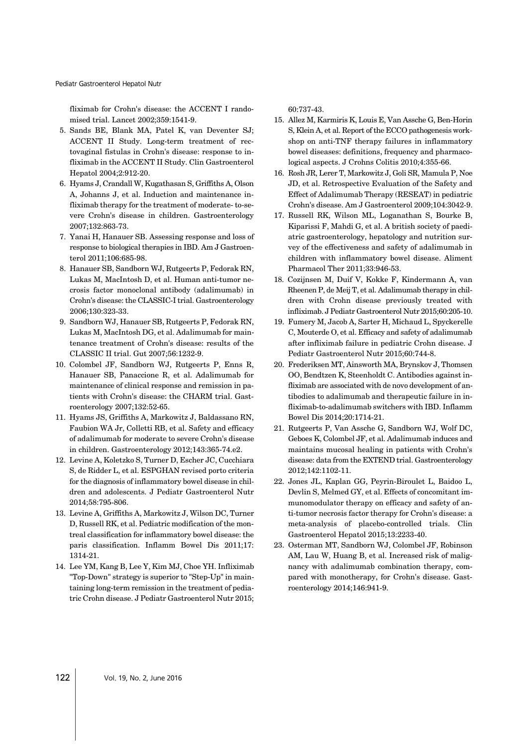fliximab for Crohn's disease: the ACCENT I randomised trial. Lancet 2002;359:1541-9.

5. Sands BE, Blank MA, Patel K, van Deventer SJ; ACCENT II Study. Long-term treatment of rectovaginal fistulas in Crohn's disease: response to infliximab in the ACCENT II Study. Clin Gastroenterol Hepatol 2004;2:912-20.
6. Hyams J, Crandall W, Kugathasan S, Griffiths A, Olson A, Johanns J, et al. Induction and maintenance infliximab therapy for the treatment of moderate- to-severe Crohn's disease in children. Gastroenterology 2007;132:863-73.
7. Yanai H, Hanauer SB. Assessing response and loss of response to biological therapies in IBD. Am J Gastroenterol 2011;106:685-98.
8. Hanauer SB, Sandborn WJ, Rutgeerts P, Fedorak RN, Lukas M, MacIntosh D, et al. Human anti-tumor necrosis factor monoclonal antibody (adalimumab) in Crohn's disease: the CLASSIC-I trial. Gastroenterology 2006;130:323-33.
9. Sandborn WJ, Hanauer SB, Rutgeerts P, Fedorak RN, Lukas M, MacIntosh DG, et al. Adalimumab for maintenance treatment of Crohn's disease: results of the CLASSIC II trial. Gut 2007;56:1232-9.
10. Colombel JF, Sandborn WJ, Rutgeerts P, Enns R, Hanauer SB, Panaccione R, et al. Adalimumab for maintenance of clinical response and remission in patients with Crohn's disease: the CHARM trial. Gastroenterology 2007;132:52-65.
11. Hyams JS, Griffiths A, Markowitz J, Baldassano RN, Faubion WA Jr, Colletti RB, et al. Safety and efficacy of adalimumab for moderate to severe Crohn's disease in children. Gastroenterology 2012;143:365-74.e2.
12. Levine A, Koletzko S, Turner D, Escher JC, Cucchiara S, de Ridder L, et al. ESPGHAN revised porto criteria for the diagnosis of inflammatory bowel disease in children and adolescents. J Pediatr Gastroenterol Nutr 2014;58:795-806.
13. Levine A, Griffiths A, Markowitz J, Wilson DC, Turner D, Russell RK, et al. Pediatric modification of the montreal classification for inflammatory bowel disease: the paris classification. Inflamm Bowel Dis 2011;17: 1314-21.
14. Lee YM, Kang B, Lee Y, Kim MJ, Choe YH. Infliximab "Top-Down" strategy is superior to "Step-Up" in maintaining long-term remission in the treatment of pediatric Crohn disease. J Pediatr Gastroenterol Nutr 2015; 60:737-43.
15. Allez M, Karmiris K, Louis E, Van Assche G, Ben-Horin S, Klein A, et al. Report of the ECCO pathogenesis workshop on anti-TNF therapy failures in inflammatory bowel diseases: definitions, frequency and pharmacological aspects. J Crohns Colitis 2010;4:355-66.
16. Rosh JR, Lerer T, Markowitz J, Goli SR, Mamula P, Noe JD, et al. Retrospective Evaluation of the Safety and Effect of Adalimumab Therapy (RESEAT) in pediatric Crohn's disease. Am J Gastroenterol 2009;104:3042-9.
17. Russell RK, Wilson ML, Loganathan S, Bourke B, Kiparissi F, Mahdi G, et al. A british society of paediatric gastroenterology, hepatology and nutrition survey of the effectiveness and safety of adalimumab in children with inflammatory bowel disease. Aliment Pharmacol Ther 2011;33:946-53.
18. Cozijnsen M, Duif V, Kokke F, Kindermann A, van Rheenen P, de Meij T, et al. Adalimumab therapy in children with Crohn disease previously treated with infliximab. J Pediatr Gastroenterol Nutr 2015;60:205-10.
19. Fumery M, Jacob A, Sarter H, Michaud L, Spyckerelle C, Mouterde O, et al. Efficacy and safety of adalimumab after infliximab failure in pediatric Crohn disease. J Pediatr Gastroenterol Nutr 2015;60:744-8.
20. Frederiksen MT, Ainsworth MA, Brynskov J, Thomsen OO, Bendtzen K, Steenholdt C. Antibodies against infliximab are associated with de novo development of antibodies to adalimumab and therapeutic failure in infliximab-to-adalimumab switchers with IBD. Inflamm Bowel Dis 2014;20:1714-21.
21. Rutgeerts P, Van Assche G, Sandborn WJ, Wolf DC, Geboes K, Colombel JF, et al. Adalimumab induces and maintains mucosal healing in patients with Crohn's disease: data from the EXTEND trial. Gastroenterology 2012;142:1102-11.
22. Jones JL, Kaplan GG, Peyrin-Biroulet L, Baidoo L, Devlin S, Melmed GY, et al. Effects of concomitant immunomodulator therapy on efficacy and safety of anti-tumor necrosis factor therapy for Crohn's disease: a meta-analysis of placebo-controlled trials. Clin Gastroenterol Hepatol 2015;13:2233-40.
23. Osterman MT, Sandborn WJ, Colombel JF, Robinson AM, Lau W, Huang B, et al. Increased risk of malignancy with adalimumab combination therapy, compared with monotherapy, for Crohn's disease. Gastroenterology 2014;146:941-9.